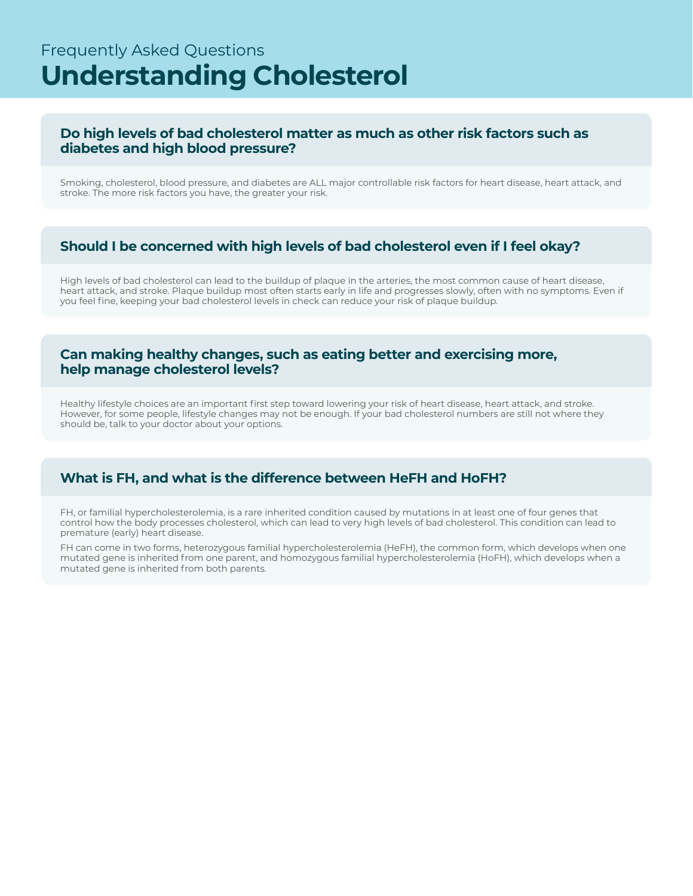Frequently Asked Questions

# Understanding Cholesterol

## Do high levels of bad cholesterol matter as much as other risk factors such as diabetes and high blood pressure?

Smoking, cholesterol, blood pressure, and diabetes are ALL major controllable risk factors for heart disease, heart attack, and stroke. The more risk factors you have, the greater your risk.

## Should I be concerned with high levels of bad cholesterol even if I feel okay?

High levels of bad cholesterol can lead to the buildup of plaque in the arteries, the most common cause of heart disease, heart attack, and stroke. Plaque buildup most often starts early in life and progresses slowly, often with no symptoms. Even if you feel fine, keeping your bad cholesterol levels in check can reduce your risk of plaque buildup.

## Can making healthy changes, such as eating better and exercising more, help manage cholesterol levels?

Healthy lifestyle choices are an important first step toward lowering your risk of heart disease, heart attack, and stroke. However, for some people, lifestyle changes may not be enough. If your bad cholesterol numbers are still not where they should be, talk to your doctor about your options.

## What is FH, and what is the difference between HeFH and HoFH?

FH, or familial hypercholesterolemia, is a rare inherited condition caused by mutations in at least one of four genes that control how the body processes cholesterol, which can lead to very high levels of bad cholesterol. This condition can lead to premature (early) heart disease.

FH can come in two forms, heterozygous familial hypercholesterolemia (HeFH), the common form, which develops when one mutated gene is inherited from one parent, and homozygous familial hypercholesterolemia (HoFH), which develops when a mutated gene is inherited from both parents.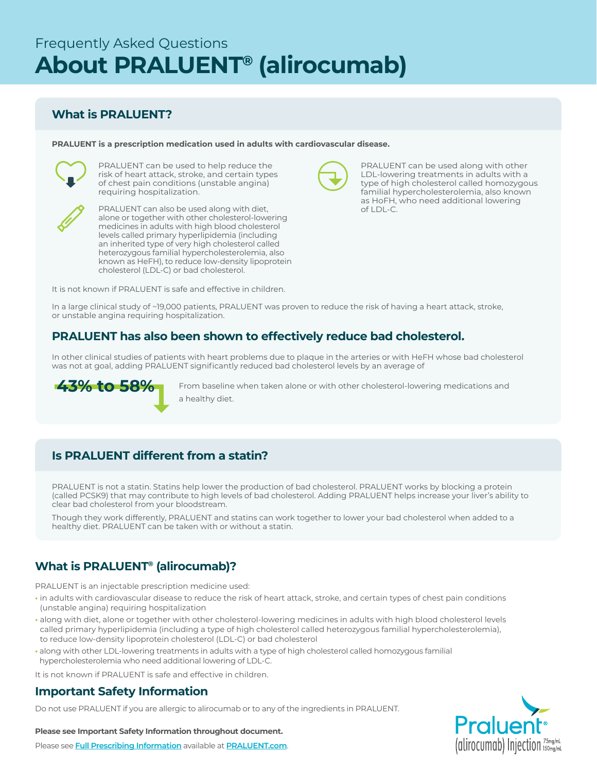Frequently Asked Questions

# About PRALUENT® (alirocumab)

## What is PRALUENT?

**PRALUENT is a prescription medication used in adults with cardiovascular disease.**

PRALUENT can be used to help reduce the risk of heart attack, stroke, and certain types of chest pain conditions (unstable angina) requiring hospitalization.

PRALUENT can also be used along with diet, alone or together with other cholesterol-lowering medicines in adults with high blood cholesterol levels called primary hyperlipidemia (including an inherited type of very high cholesterol called heterozygous familial hypercholesterolemia, also known as HeFH), to reduce low-density lipoprotein cholesterol (LDL-C) or bad cholesterol.

PRALUENT can be used along with other LDL-lowering treatments in adults with a type of high cholesterol called homozygous familial hypercholesterolemia, also known as HoFH, who need additional lowering of LDL-C.

It is not known if PRALUENT is safe and effective in children.

In a large clinical study of ~19,000 patients, PRALUENT was proven to reduce the risk of having a heart attack, stroke, or unstable angina requiring hospitalization.

### PRALUENT has also been shown to effectively reduce bad cholesterol.

In other clinical studies of patients with heart problems due to plaque in the arteries or with HeFH whose bad cholesterol was not at goal, adding PRALUENT significantly reduced bad cholesterol levels by an average of

**43% to 58%**

From baseline when taken alone or with other cholesterol-lowering medications and a healthy diet.

## Is PRALUENT different from a statin?

PRALUENT is not a statin. Statins help lower the production of bad cholesterol. PRALUENT works by blocking a protein (called PCSK9) that may contribute to high levels of bad cholesterol. Adding PRALUENT helps increase your liver's ability to clear bad cholesterol from your bloodstream.

Though they work differently, PRALUENT and statins can work together to lower your bad cholesterol when added to a healthy diet. PRALUENT can be taken with or without a statin.

## What is PRALUENT® (alirocumab)?

PRALUENT is an injectable prescription medicine used:

- in adults with cardiovascular disease to reduce the risk of heart attack, stroke, and certain types of chest pain conditions (unstable angina) requiring hospitalization
- along with diet, alone or together with other cholesterol-lowering medicines in adults with high blood cholesterol levels called primary hyperlipidemia (including a type of high cholesterol called heterozygous familial hypercholesterolemia), to reduce low-density lipoprotein cholesterol (LDL-C) or bad cholesterol
- along with other LDL-lowering treatments in adults with a type of high cholesterol called homozygous familial hypercholesterolemia who need additional lowering of LDL-C.

It is not known if PRALUENT is safe and effective in children.

## Important Safety Information

Do not use PRALUENT if you are allergic to alirocumab or to any of the ingredients in PRALUENT.

**Please see Important Safety Information throughout document.**

Please see Full Prescribing Information available at PRALUENT.com.

Praluent® (alirocumab) Injection 75mg/mL 150mg/mL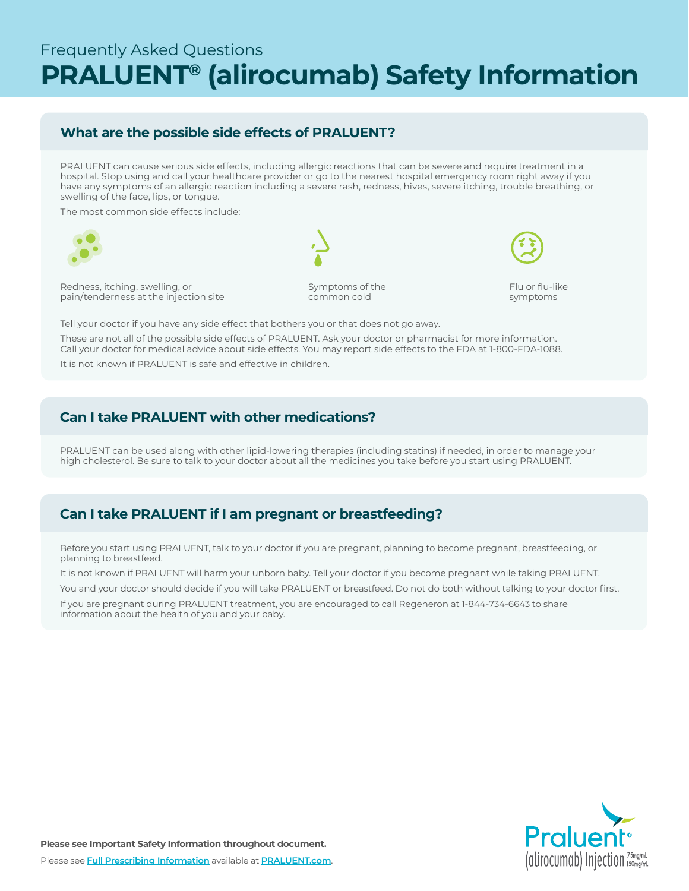Frequently Asked Questions

# PRALUENT® (alirocumab) Safety Information

## What are the possible side effects of PRALUENT?

PRALUENT can cause serious side effects, including allergic reactions that can be severe and require treatment in a hospital. Stop using and call your healthcare provider or go to the nearest hospital emergency room right away if you have any symptoms of an allergic reaction including a severe rash, redness, hives, severe itching, trouble breathing, or swelling of the face, lips, or tongue.

The most common side effects include:

- Redness, itching, swelling, or pain/tenderness at the injection site
- Symptoms of the common cold
- Flu or flu-like symptoms

Tell your doctor if you have any side effect that bothers you or that does not go away.

These are not all of the possible side effects of PRALUENT. Ask your doctor or pharmacist for more information. Call your doctor for medical advice about side effects. You may report side effects to the FDA at 1-800-FDA-1088.

It is not known if PRALUENT is safe and effective in children.

## Can I take PRALUENT with other medications?

PRALUENT can be used along with other lipid-lowering therapies (including statins) if needed, in order to manage your high cholesterol. Be sure to talk to your doctor about all the medicines you take before you start using PRALUENT.

## Can I take PRALUENT if I am pregnant or breastfeeding?

Before you start using PRALUENT, talk to your doctor if you are pregnant, planning to become pregnant, breastfeeding, or planning to breastfeed.

It is not known if PRALUENT will harm your unborn baby. Tell your doctor if you become pregnant while taking PRALUENT.

You and your doctor should decide if you will take PRALUENT or breastfeed. Do not do both without talking to your doctor first.

If you are pregnant during PRALUENT treatment, you are encouraged to call Regeneron at 1-844-734-6643 to share information about the health of you and your baby.

**Please see Important Safety Information throughout document.**

Please see Full Prescribing Information available at PRALUENT.com.

Praluent® (alirocumab) Injection 75mg/mL 150mg/mL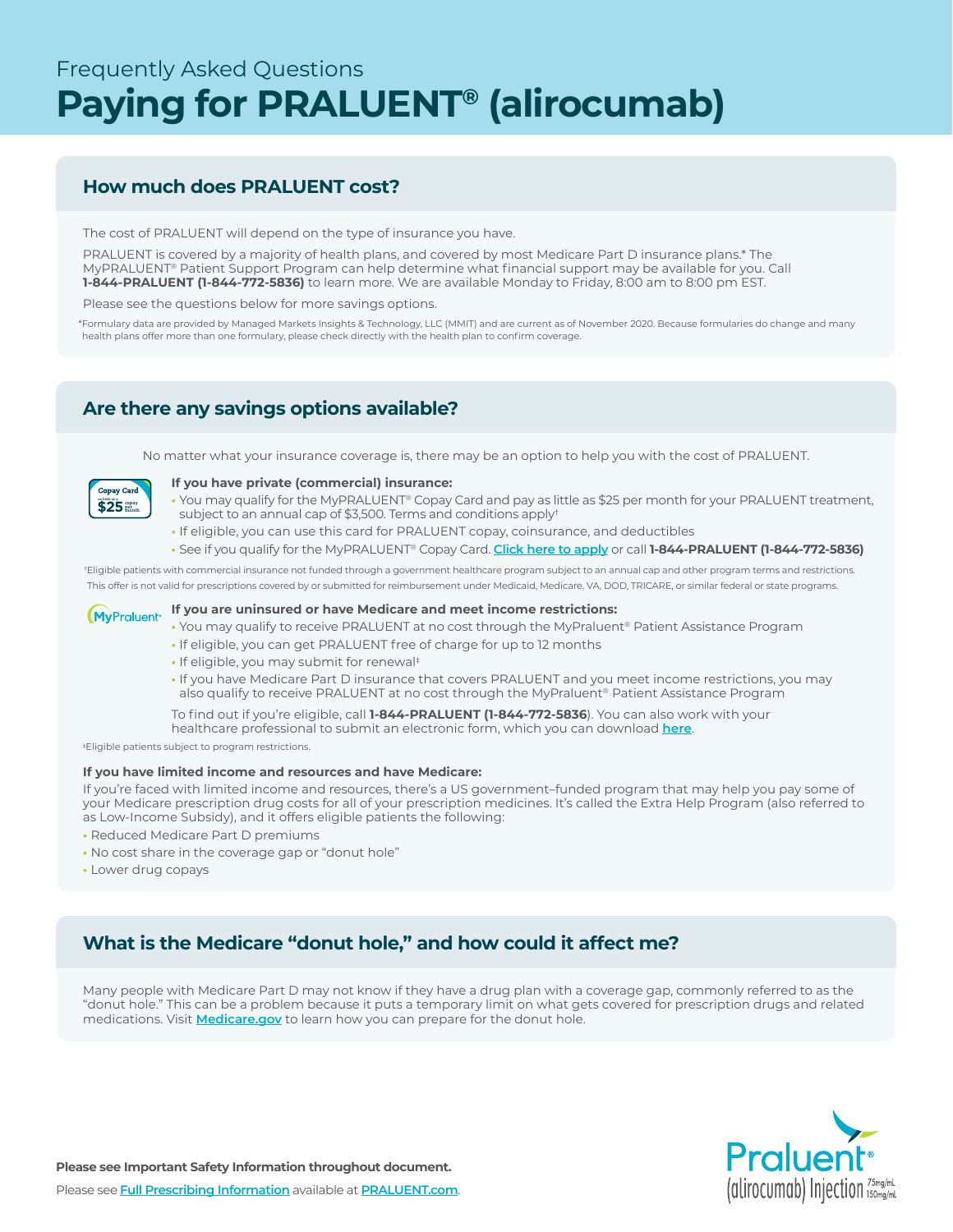Frequently Asked Questions

# Paying for PRALUENT® (alirocumab)

## How much does PRALUENT cost?

The cost of PRALUENT will depend on the type of insurance you have.

PRALUENT is covered by a majority of health plans, and covered by most Medicare Part D insurance plans.* The MyPRALUENT® Patient Support Program can help determine what financial support may be available for you. Call **1-844-PRALUENT (1-844-772-5836)** to learn more. We are available Monday to Friday, 8:00 am to 8:00 pm EST.

Please see the questions below for more savings options.

*Formulary data are provided by Managed Markets Insights & Technology, LLC (MMIT) and are current as of November 2020. Because formularies do change and many health plans offer more than one formulary, please check directly with the health plan to confirm coverage.

## Are there any savings options available?

No matter what your insurance coverage is, there may be an option to help you with the cost of PRALUENT.

**If you have private (commercial) insurance:**

- You may qualify for the MyPRALUENT® Copay Card and pay as little as $25 per month for your PRALUENT treatment, subject to an annual cap of $3,500. Terms and conditions apply†
- If eligible, you can use this card for PRALUENT copay, coinsurance, and deductibles
- See if you qualify for the MyPRALUENT® Copay Card. Click here to apply or call **1-844-PRALUENT (1-844-772-5836)**

†Eligible patients with commercial insurance not funded through a government healthcare program subject to an annual cap and other program terms and restrictions. This offer is not valid for prescriptions covered by or submitted for reimbursement under Medicaid, Medicare, VA, DOD, TRICARE, or similar federal or state programs.

**If you are uninsured or have Medicare and meet income restrictions:**

- You may qualify to receive PRALUENT at no cost through the MyPraluent® Patient Assistance Program
- If eligible, you can get PRALUENT free of charge for up to 12 months
- If eligible, you may submit for renewal‡
- If you have Medicare Part D insurance that covers PRALUENT and you meet income restrictions, you may also qualify to receive PRALUENT at no cost through the MyPraluent® Patient Assistance Program

To find out if you're eligible, call **1-844-PRALUENT (1-844-772-5836)**. You can also work with your healthcare professional to submit an electronic form, which you can download **here**.

‡Eligible patients subject to program restrictions.

**If you have limited income and resources and have Medicare:**

If you're faced with limited income and resources, there's a US government–funded program that may help you pay some of your Medicare prescription drug costs for all of your prescription medicines. It's called the Extra Help Program (also referred to as Low-Income Subsidy), and it offers eligible patients the following:

- Reduced Medicare Part D premiums
- No cost share in the coverage gap or "donut hole"
- Lower drug copays

## What is the Medicare "donut hole," and how could it affect me?

Many people with Medicare Part D may not know if they have a drug plan with a coverage gap, commonly referred to as the "donut hole." This can be a problem because it puts a temporary limit on what gets covered for prescription drugs and related medications. Visit **Medicare.gov** to learn how you can prepare for the donut hole.

**Please see Important Safety Information throughout document.**

Please see **Full Prescribing Information** available at **PRALUENT.com**.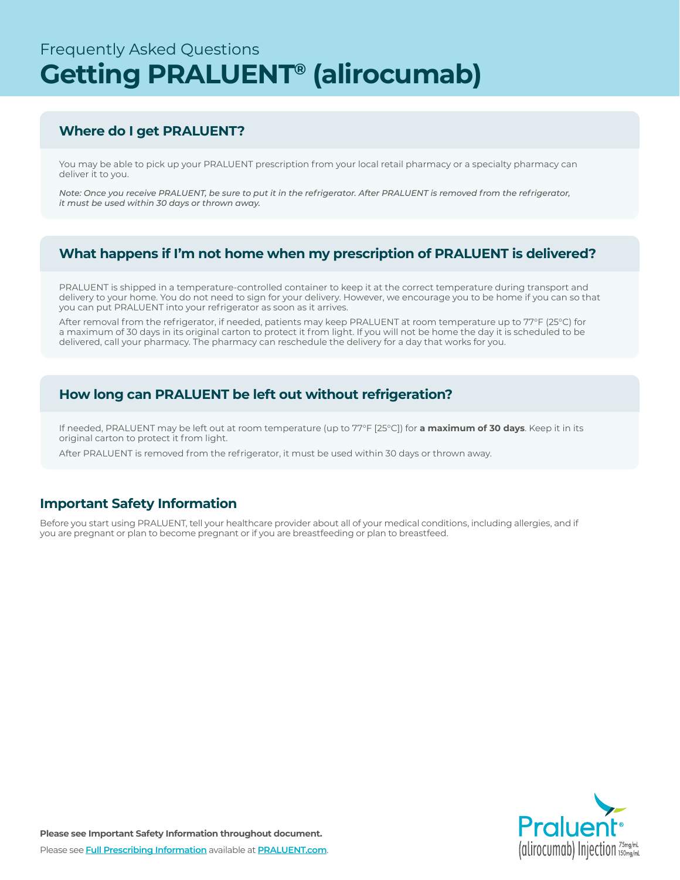Frequently Asked Questions

# Getting PRALUENT® (alirocumab)

## Where do I get PRALUENT?

You may be able to pick up your PRALUENT prescription from your local retail pharmacy or a specialty pharmacy can deliver it to you.

*Note: Once you receive PRALUENT, be sure to put it in the refrigerator. After PRALUENT is removed from the refrigerator, it must be used within 30 days or thrown away.*

## What happens if I'm not home when my prescription of PRALUENT is delivered?

PRALUENT is shipped in a temperature-controlled container to keep it at the correct temperature during transport and delivery to your home. You do not need to sign for your delivery. However, we encourage you to be home if you can so that you can put PRALUENT into your refrigerator as soon as it arrives.

After removal from the refrigerator, if needed, patients may keep PRALUENT at room temperature up to 77°F (25°C) for a maximum of 30 days in its original carton to protect it from light. If you will not be home the day it is scheduled to be delivered, call your pharmacy. The pharmacy can reschedule the delivery for a day that works for you.

## How long can PRALUENT be left out without refrigeration?

If needed, PRALUENT may be left out at room temperature (up to 77°F [25°C]) for **a maximum of 30 days**. Keep it in its original carton to protect it from light.

After PRALUENT is removed from the refrigerator, it must be used within 30 days or thrown away.

## Important Safety Information

Before you start using PRALUENT, tell your healthcare provider about all of your medical conditions, including allergies, and if you are pregnant or plan to become pregnant or if you are breastfeeding or plan to breastfeed.

**Please see Important Safety Information throughout document.**

Please see Full Prescribing Information available at PRALUENT.com.

Praluent® (alirocumab) Injection 75mg/mL 150mg/mL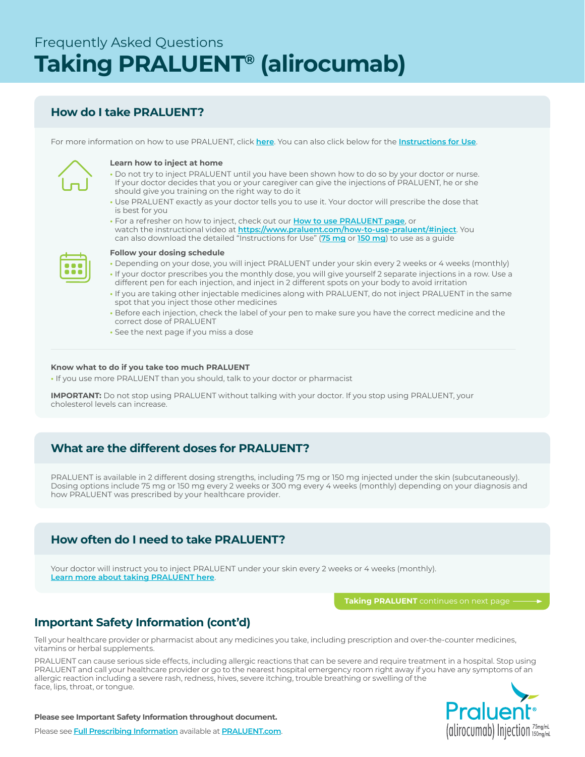Frequently Asked Questions

# Taking PRALUENT® (alirocumab)

## How do I take PRALUENT?

For more information on how to use PRALUENT, click here. You can also click below for the Instructions for Use.

**Learn how to inject at home**

- Do not try to inject PRALUENT until you have been shown how to do so by your doctor or nurse. If your doctor decides that you or your caregiver can give the injections of PRALUENT, he or she should give you training on the right way to do it
- Use PRALUENT exactly as your doctor tells you to use it. Your doctor will prescribe the dose that is best for you
- For a refresher on how to inject, check out our How to use PRALUENT page, or watch the instructional video at https://www.praluent.com/how-to-use-praluent/#inject. You can also download the detailed "Instructions for Use" (75 mg or 150 mg) to use as a guide

**Follow your dosing schedule**

- Depending on your dose, you will inject PRALUENT under your skin every 2 weeks or 4 weeks (monthly)
- If your doctor prescribes you the monthly dose, you will give yourself 2 separate injections in a row. Use a different pen for each injection, and inject in 2 different spots on your body to avoid irritation
- If you are taking other injectable medicines along with PRALUENT, do not inject PRALUENT in the same spot that you inject those other medicines
- Before each injection, check the label of your pen to make sure you have the correct medicine and the correct dose of PRALUENT
- See the next page if you miss a dose

**Know what to do if you take too much PRALUENT**

- If you use more PRALUENT than you should, talk to your doctor or pharmacist

**IMPORTANT:** Do not stop using PRALUENT without talking with your doctor. If you stop using PRALUENT, your cholesterol levels can increase.

## What are the different doses for PRALUENT?

PRALUENT is available in 2 different dosing strengths, including 75 mg or 150 mg injected under the skin (subcutaneously). Dosing options include 75 mg or 150 mg every 2 weeks or 300 mg every 4 weeks (monthly) depending on your diagnosis and how PRALUENT was prescribed by your healthcare provider.

## How often do I need to take PRALUENT?

Your doctor will instruct you to inject PRALUENT under your skin every 2 weeks or 4 weeks (monthly).
Learn more about taking PRALUENT here.

**Taking PRALUENT** continues on next page

## Important Safety Information (cont'd)

Tell your healthcare provider or pharmacist about any medicines you take, including prescription and over-the-counter medicines, vitamins or herbal supplements.

PRALUENT can cause serious side effects, including allergic reactions that can be severe and require treatment in a hospital. Stop using PRALUENT and call your healthcare provider or go to the nearest hospital emergency room right away if you have any symptoms of an allergic reaction including a severe rash, redness, hives, severe itching, trouble breathing or swelling of the face, lips, throat, or tongue.

**Please see Important Safety Information throughout document.**

Please see Full Prescribing Information available at PRALUENT.com.

Praluent® (alirocumab) Injection 75mg/mL 150mg/mL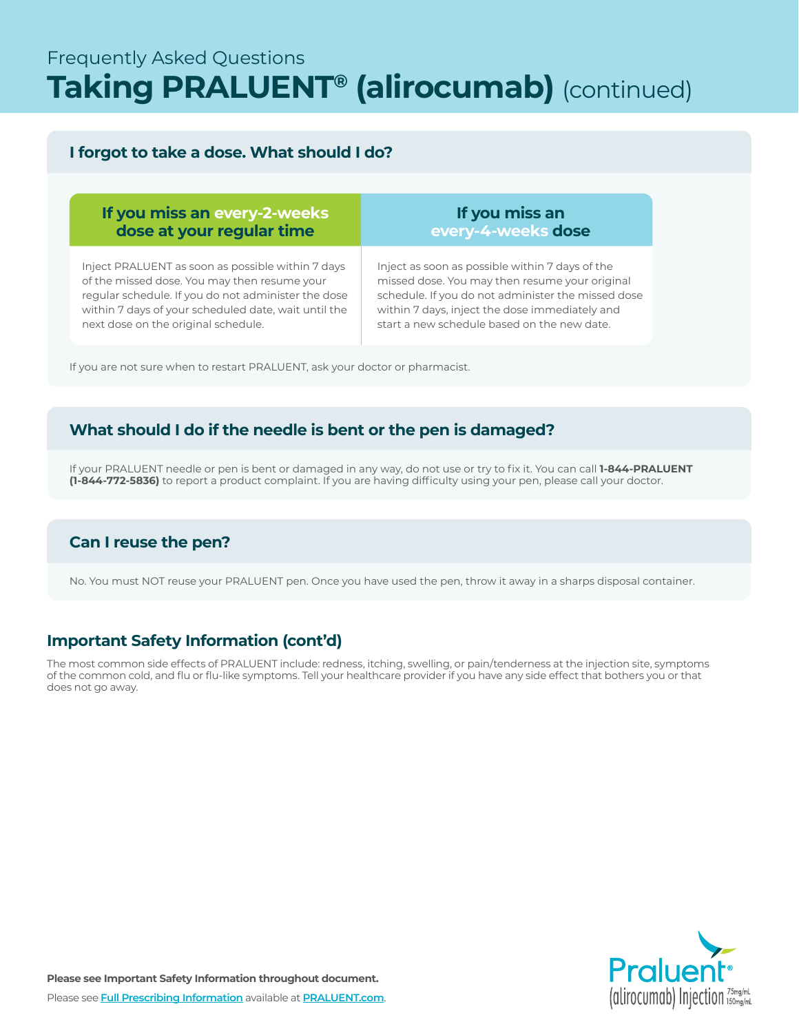Frequently Asked Questions

# Taking PRALUENT® (alirocumab) (continued)

## I forgot to take a dose. What should I do?

| If you miss an every-2-weeks dose at your regular time | If you miss an every-4-weeks dose |
| --- | --- |
| Inject PRALUENT as soon as possible within 7 days of the missed dose. You may then resume your regular schedule. If you do not administer the dose within 7 days of your scheduled date, wait until the next dose on the original schedule. | Inject as soon as possible within 7 days of the missed dose. You may then resume your original schedule. If you do not administer the missed dose within 7 days, inject the dose immediately and start a new schedule based on the new date. |

If you are not sure when to restart PRALUENT, ask your doctor or pharmacist.

## What should I do if the needle is bent or the pen is damaged?

If your PRALUENT needle or pen is bent or damaged in any way, do not use or try to fix it. You can call **1-844-PRALUENT (1-844-772-5836)** to report a product complaint. If you are having difficulty using your pen, please call your doctor.

## Can I reuse the pen?

No. You must NOT reuse your PRALUENT pen. Once you have used the pen, throw it away in a sharps disposal container.

## Important Safety Information (cont'd)

The most common side effects of PRALUENT include: redness, itching, swelling, or pain/tenderness at the injection site, symptoms of the common cold, and flu or flu-like symptoms. Tell your healthcare provider if you have any side effect that bothers you or that does not go away.

**Please see Important Safety Information throughout document.**

Please see Full Prescribing Information available at PRALUENT.com.

Praluent® (alirocumab) Injection 75mg/mL 150mg/mL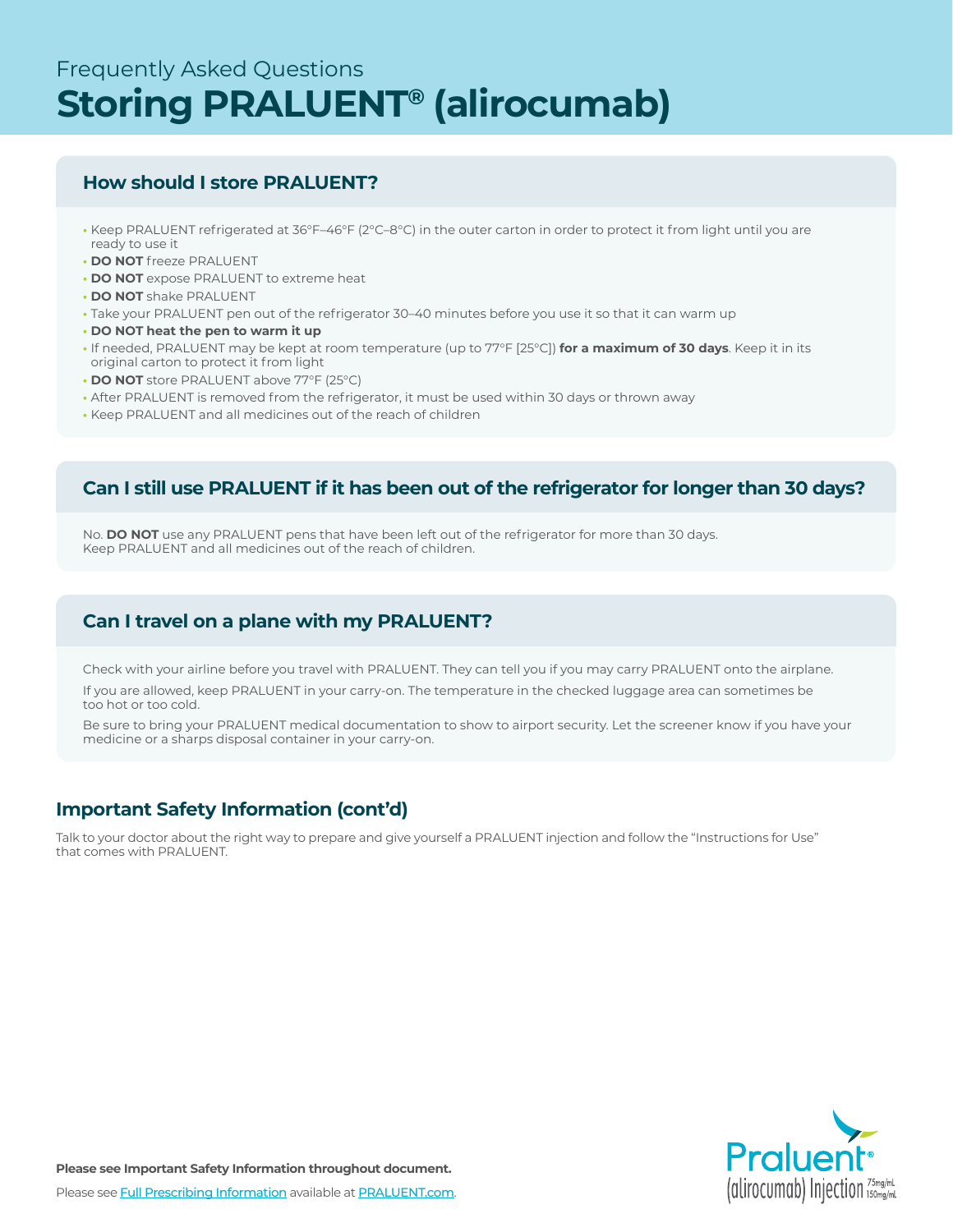Frequently Asked Questions

# Storing PRALUENT® (alirocumab)

## How should I store PRALUENT?

- Keep PRALUENT refrigerated at 36°F–46°F (2°C–8°C) in the outer carton in order to protect it from light until you are ready to use it
- **DO NOT** freeze PRALUENT
- **DO NOT** expose PRALUENT to extreme heat
- **DO NOT** shake PRALUENT
- Take your PRALUENT pen out of the refrigerator 30–40 minutes before you use it so that it can warm up
- **DO NOT heat the pen to warm it up**
- If needed, PRALUENT may be kept at room temperature (up to 77°F [25°C]) **for a maximum of 30 days**. Keep it in its original carton to protect it from light
- **DO NOT** store PRALUENT above 77°F (25°C)
- After PRALUENT is removed from the refrigerator, it must be used within 30 days or thrown away
- Keep PRALUENT and all medicines out of the reach of children

## Can I still use PRALUENT if it has been out of the refrigerator for longer than 30 days?

No. **DO NOT** use any PRALUENT pens that have been left out of the refrigerator for more than 30 days.
Keep PRALUENT and all medicines out of the reach of children.

## Can I travel on a plane with my PRALUENT?

Check with your airline before you travel with PRALUENT. They can tell you if you may carry PRALUENT onto the airplane.

If you are allowed, keep PRALUENT in your carry-on. The temperature in the checked luggage area can sometimes be too hot or too cold.

Be sure to bring your PRALUENT medical documentation to show to airport security. Let the screener know if you have your medicine or a sharps disposal container in your carry-on.

## Important Safety Information (cont'd)

Talk to your doctor about the right way to prepare and give yourself a PRALUENT injection and follow the "Instructions for Use" that comes with PRALUENT.

**Please see Important Safety Information throughout document.**

Please see Full Prescribing Information available at PRALUENT.com.

Praluent® (alirocumab) Injection 75mg/mL 150mg/mL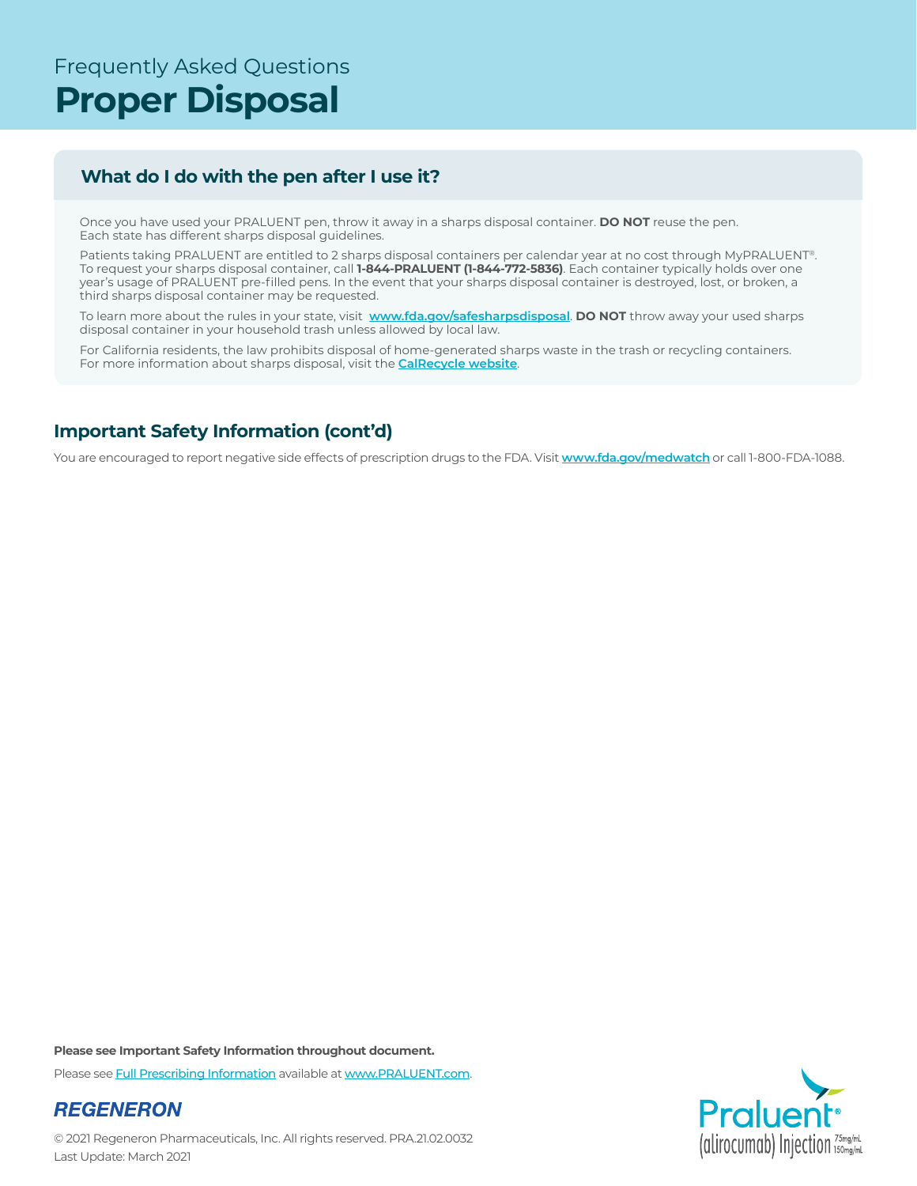Frequently Asked Questions

# Proper Disposal

## What do I do with the pen after I use it?

Once you have used your PRALUENT pen, throw it away in a sharps disposal container. **DO NOT** reuse the pen. Each state has different sharps disposal guidelines.

Patients taking PRALUENT are entitled to 2 sharps disposal containers per calendar year at no cost through MyPRALUENT®. To request your sharps disposal container, call **1-844-PRALUENT (1-844-772-5836)**. Each container typically holds over one year's usage of PRALUENT pre-filled pens. In the event that your sharps disposal container is destroyed, lost, or broken, a third sharps disposal container may be requested.

To learn more about the rules in your state, visit **www.fda.gov/safesharpsdisposal**. **DO NOT** throw away your used sharps disposal container in your household trash unless allowed by local law.

For California residents, the law prohibits disposal of home-generated sharps waste in the trash or recycling containers. For more information about sharps disposal, visit the **CalRecycle website**.

## Important Safety Information (cont'd)

You are encouraged to report negative side effects of prescription drugs to the FDA. Visit **www.fda.gov/medwatch** or call 1-800-FDA-1088.

**Please see Important Safety Information throughout document.**

Please see Full Prescribing Information available at www.PRALUENT.com.

REGENERON

© 2021 Regeneron Pharmaceuticals, Inc. All rights reserved. PRA.21.02.0032

Last Update: March 2021

Praluent® (alirocumab) Injection 75mg/mL 150mg/mL